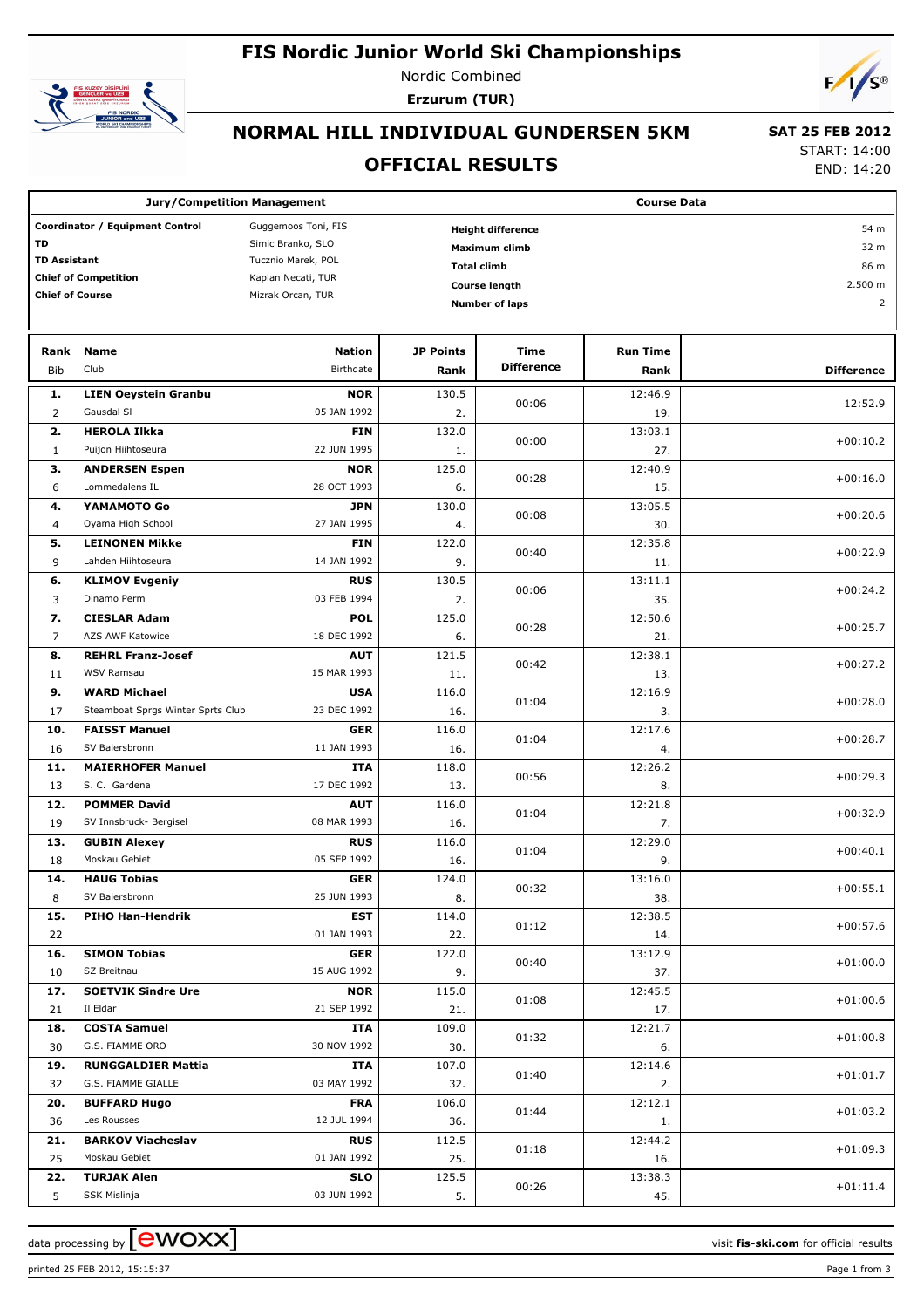# FIS Nordic Junior World Ski Championships

Nordic Combined

**Erzurum (TUR)**

## NORMAL HILL INDIVIDUAL GUNDERSEN 5KM

## OFFICIAL RESULTS

**SAT 25 FEB 2012**

START: 14:00

END: 14:20

| Jury/Competition Management | |
|---|---|
| **Coordinator / Equipment Control** | Guggemoos Toni, FIS |
| **TD** | Simic Branko, SLO |
| **TD Assistant** | Tucznio Marek, POL |
| **Chief of Competition** | Kaplan Necati, TUR |
| **Chief of Course** | Mizrak Orcan, TUR |

| Course Data | |
|---|---|
| **Height difference** | 54 m |
| **Maximum climb** | 32 m |
| **Total climb** | 86 m |
| **Course length** | 2.500 m |
| **Number of laps** | 2 |

| Rank | Name | Nation | JP Points | Time Difference | Run Time | Difference |
|---|---|---|---|---|---|---|
| Bib | Club | Birthdate | Rank | | Rank | |
| **1.** | **LIEN Oeystein Granbu** | **NOR** | 130.5 | 00:06 | 12:46.9 | 12:52.9 |
| 2 | Gausdal Sl | 05 JAN 1992 | 2. | | 19. | |
| **2.** | **HEROLA Ilkka** | **FIN** | 132.0 | 00:00 | 13:03.1 | +00:10.2 |
| 1 | Puijon Hiihtoseura | 22 JUN 1995 | 1. | | 27. | |
| **3.** | **ANDERSEN Espen** | **NOR** | 125.0 | 00:28 | 12:40.9 | +00:16.0 |
| 6 | Lommedalens IL | 28 OCT 1993 | 6. | | 15. | |
| **4.** | **YAMAMOTO Go** | **JPN** | 130.0 | 00:08 | 13:05.5 | +00:20.6 |
| 4 | Oyama High School | 27 JAN 1995 | 4. | | 30. | |
| **5.** | **LEINONEN Mikke** | **FIN** | 122.0 | 00:40 | 12:35.8 | +00:22.9 |
| 9 | Lahden Hiihtoseura | 14 JAN 1992 | 9. | | 11. | |
| **6.** | **KLIMOV Evgeniy** | **RUS** | 130.5 | 00:06 | 13:11.1 | +00:24.2 |
| 3 | Dinamo Perm | 03 FEB 1994 | 2. | | 35. | |
| **7.** | **CIESLAR Adam** | **POL** | 125.0 | 00:28 | 12:50.6 | +00:25.7 |
| 7 | AZS AWF Katowice | 18 DEC 1992 | 6. | | 21. | |
| **8.** | **REHRL Franz-Josef** | **AUT** | 121.5 | 00:42 | 12:38.1 | +00:27.2 |
| 11 | WSV Ramsau | 15 MAR 1993 | 11. | | 13. | |
| **9.** | **WARD Michael** | **USA** | 116.0 | 01:04 | 12:16.9 | +00:28.0 |
| 17 | Steamboat Sprgs Winter Sprts Club | 23 DEC 1992 | 16. | | 3. | |
| **10.** | **FAISST Manuel** | **GER** | 116.0 | 01:04 | 12:17.6 | +00:28.7 |
| 16 | SV Baiersbronn | 11 JAN 1993 | 16. | | 4. | |
| **11.** | **MAIERHOFER Manuel** | **ITA** | 118.0 | 00:56 | 12:26.2 | +00:29.3 |
| 13 | S. C. Gardena | 17 DEC 1992 | 13. | | 8. | |
| **12.** | **POMMER David** | **AUT** | 116.0 | 01:04 | 12:21.8 | +00:32.9 |
| 19 | SV Innsbruck- Bergisel | 08 MAR 1993 | 16. | | 7. | |
| **13.** | **GUBIN Alexey** | **RUS** | 116.0 | 01:04 | 12:29.0 | +00:40.1 |
| 18 | Moskau Gebiet | 05 SEP 1992 | 16. | | 9. | |
| **14.** | **HAUG Tobias** | **GER** | 124.0 | 00:32 | 13:16.0 | +00:55.1 |
| 8 | SV Baiersbronn | 25 JUN 1993 | 8. | | 38. | |
| **15.** | **PIHO Han-Hendrik** | **EST** | 114.0 | 01:12 | 12:38.5 | +00:57.6 |
| 22 | | 01 JAN 1993 | 22. | | 14. | |
| **16.** | **SIMON Tobias** | **GER** | 122.0 | 00:40 | 13:12.9 | +01:00.0 |
| 10 | SZ Breitnau | 15 AUG 1992 | 9. | | 37. | |
| **17.** | **SOETVIK Sindre Ure** | **NOR** | 115.0 | 01:08 | 12:45.5 | +01:00.6 |
| 21 | Il Eldar | 21 SEP 1992 | 21. | | 17. | |
| **18.** | **COSTA Samuel** | **ITA** | 109.0 | 01:32 | 12:21.7 | +01:00.8 |
| 30 | G.S. FIAMME ORO | 30 NOV 1992 | 30. | | 6. | |
| **19.** | **RUNGGALDIER Mattia** | **ITA** | 107.0 | 01:40 | 12:14.6 | +01:01.7 |
| 32 | G.S. FIAMME GIALLE | 03 MAY 1992 | 32. | | 2. | |
| **20.** | **BUFFARD Hugo** | **FRA** | 106.0 | 01:44 | 12:12.1 | +01:03.2 |
| 36 | Les Rousses | 12 JUL 1994 | 36. | | 1. | |
| **21.** | **BARKOV Viacheslav** | **RUS** | 112.5 | 01:18 | 12:44.2 | +01:09.3 |
| 25 | Moskau Gebiet | 01 JAN 1992 | 25. | | 16. | |
| **22.** | **TURJAK Alen** | **SLO** | 125.5 | 00:26 | 13:38.3 | +01:11.4 |
| 5 | SSK Mislinja | 03 JUN 1992 | 5. | | 45. | |

data processing by ewoxx — visit **fis-ski.com** for official results

printed 25 FEB 2012, 15:15:37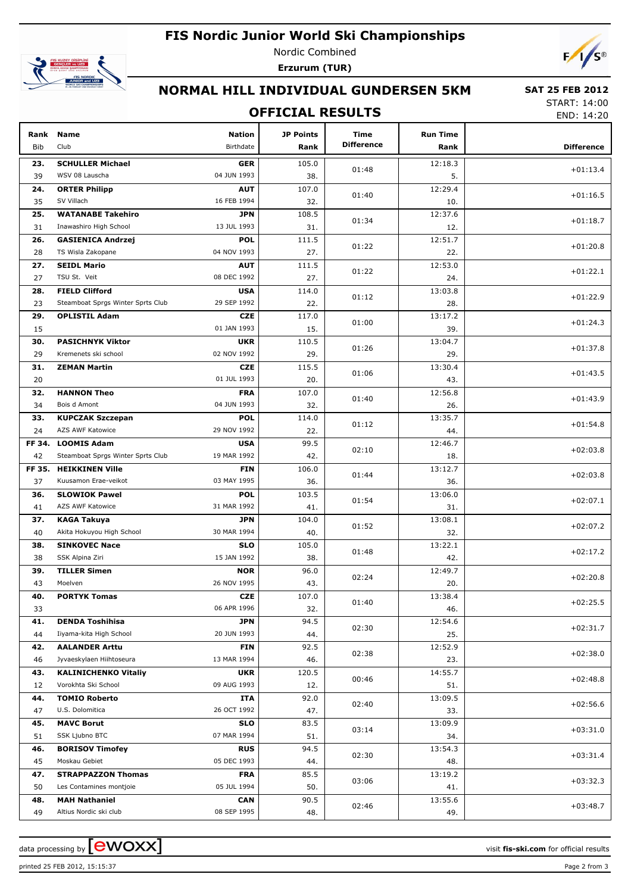# FIS Nordic Junior World Ski Championships

Nordic Combined

**Erzurum (TUR)**

## NORMAL HILL INDIVIDUAL GUNDERSEN 5KM

**SAT 25 FEB 2012**

START: 14:00

END: 14:20

### OFFICIAL RESULTS

| Rank / Bib | Name / Club | Nation / Birthdate | JP Points / Rank | Time Difference | Run Time / Rank | Difference |
|---|---|---|---|---|---|---|
| **23.** / 39 | **SCHULLER Michael** / WSV 08 Lauscha | **GER** / 04 JUN 1993 | 105.0 / 38. | 01:48 | 12:18.3 / 5. | +01:13.4 |
| **24.** / 35 | **ORTER Philipp** / SV Villach | **AUT** / 16 FEB 1994 | 107.0 / 32. | 01:40 | 12:29.4 / 10. | +01:16.5 |
| **25.** / 31 | **WATANABE Takehiro** / Inawashiro High School | **JPN** / 13 JUL 1993 | 108.5 / 31. | 01:34 | 12:37.6 / 12. | +01:18.7 |
| **26.** / 28 | **GASIENICA Andrzej** / TS Wisla Zakopane | **POL** / 04 NOV 1993 | 111.5 / 27. | 01:22 | 12:51.7 / 22. | +01:20.8 |
| **27.** / 27 | **SEIDL Mario** / TSU St. Veit | **AUT** / 08 DEC 1992 | 111.5 / 27. | 01:22 | 12:53.0 / 24. | +01:22.1 |
| **28.** / 23 | **FIELD Clifford** / Steamboat Sprgs Winter Sprts Club | **USA** / 29 SEP 1992 | 114.0 / 22. | 01:12 | 13:03.8 / 28. | +01:22.9 |
| **29.** / 15 | **OPLISTIL Adam** | **CZE** / 01 JAN 1993 | 117.0 / 15. | 01:00 | 13:17.2 / 39. | +01:24.3 |
| **30.** / 29 | **PASICHNYK Viktor** / Kremenets ski school | **UKR** / 02 NOV 1992 | 110.5 / 29. | 01:26 | 13:04.7 / 29. | +01:37.8 |
| **31.** / 20 | **ZEMAN Martin** | **CZE** / 01 JUL 1993 | 115.5 / 20. | 01:06 | 13:30.4 / 43. | +01:43.5 |
| **32.** / 34 | **HANNON Theo** / Bois d Amont | **FRA** / 04 JUN 1993 | 107.0 / 32. | 01:40 | 12:56.8 / 26. | +01:43.9 |
| **33.** / 24 | **KUPCZAK Szczepan** / AZS AWF Katowice | **POL** / 29 NOV 1992 | 114.0 / 22. | 01:12 | 13:35.7 / 44. | +01:54.8 |
| **FF 34.** / 42 | **LOOMIS Adam** / Steamboat Sprgs Winter Sprts Club | **USA** / 19 MAR 1992 | 99.5 / 42. | 02:10 | 12:46.7 / 18. | +02:03.8 |
| **FF 35.** / 37 | **HEIKKINEN Ville** / Kuusamon Erae-veikot | **FIN** / 03 MAY 1995 | 106.0 / 36. | 01:44 | 13:12.7 / 36. | +02:03.8 |
| **36.** / 41 | **SLOWIOK Pawel** / AZS AWF Katowice | **POL** / 31 MAR 1992 | 103.5 / 41. | 01:54 | 13:06.0 / 31. | +02:07.1 |
| **37.** / 40 | **KAGA Takuya** / Akita Hokuyou High School | **JPN** / 30 MAR 1994 | 104.0 / 40. | 01:52 | 13:08.1 / 32. | +02:07.2 |
| **38.** / 38 | **SINKOVEC Nace** / SSK Alpina Ziri | **SLO** / 15 JAN 1992 | 105.0 / 38. | 01:48 | 13:22.1 / 42. | +02:17.2 |
| **39.** / 43 | **TILLER Simen** / Moelven | **NOR** / 26 NOV 1995 | 96.0 / 43. | 02:24 | 12:49.7 / 20. | +02:20.8 |
| **40.** / 33 | **PORTYK Tomas** | **CZE** / 06 APR 1996 | 107.0 / 32. | 01:40 | 13:38.4 / 46. | +02:25.5 |
| **41.** / 44 | **DENDA Toshihisa** / Iiyama-kita High School | **JPN** / 20 JUN 1993 | 94.5 / 44. | 02:30 | 12:54.6 / 25. | +02:31.7 |
| **42.** / 46 | **AALANDER Arttu** / Jyvaeskylaen Hiihtoseura | **FIN** / 13 MAR 1994 | 92.5 / 46. | 02:38 | 12:52.9 / 23. | +02:38.0 |
| **43.** / 12 | **KALINICHENKO Vitaliy** / Vorokhta Ski School | **UKR** / 09 AUG 1993 | 120.5 / 12. | 00:46 | 14:55.7 / 51. | +02:48.8 |
| **44.** / 47 | **TOMIO Roberto** / U.S. Dolomitica | **ITA** / 26 OCT 1992 | 92.0 / 47. | 02:40 | 13:09.5 / 33. | +02:56.6 |
| **45.** / 51 | **MAVC Borut** / SSK Ljubno BTC | **SLO** / 07 MAR 1994 | 83.5 / 51. | 03:14 | 13:09.9 / 34. | +03:31.0 |
| **46.** / 45 | **BORISOV Timofey** / Moskau Gebiet | **RUS** / 05 DEC 1993 | 94.5 / 44. | 02:30 | 13:54.3 / 48. | +03:31.4 |
| **47.** / 50 | **STRAPPAZZON Thomas** / Les Contamines montjoie | **FRA** / 05 JUL 1994 | 85.5 / 50. | 03:06 | 13:19.2 / 41. | +03:32.3 |
| **48.** / 49 | **MAH Nathaniel** / Altius Nordic ski club | **CAN** / 08 SEP 1995 | 90.5 / 48. | 02:46 | 13:55.6 / 49. | +03:48.7 |

data processing by ewoxx — visit **fis-ski.com** for official results

printed 25 FEB 2012, 15:15:37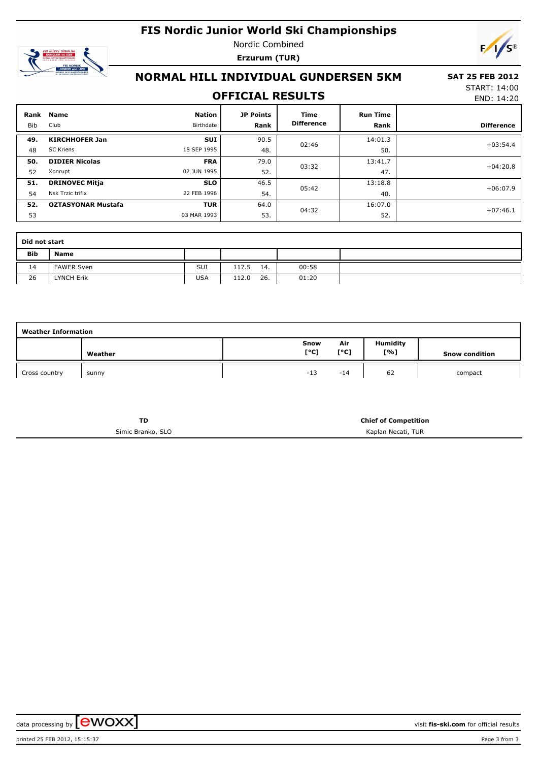# FIS Nordic Junior World Ski Championships

Nordic Combined

**Erzurum (TUR)**

## NORMAL HILL INDIVIDUAL GUNDERSEN 5KM

**SAT 25 FEB 2012**

START: 14:00

END: 14:20

## OFFICIAL RESULTS

| Rank<br>Bib | Name<br>Club | Nation<br>Birthdate | JP Points<br>Rank | Time Difference | Run Time<br>Rank | Difference |
|---|---|---|---|---|---|---|
| **49.**<br>48 | **KIRCHHOFER Jan**<br>SC Kriens | **SUI**<br>18 SEP 1995 | 90.5<br>48. | 02:46 | 14:01.3<br>50. | +03:54.4 |
| **50.**<br>52 | **DIDIER Nicolas**<br>Xonrupt | **FRA**<br>02 JUN 1995 | 79.0<br>52. | 03:32 | 13:41.7<br>47. | +04:20.8 |
| **51.**<br>54 | **DRINOVEC Mitja**<br>Nsk Trzic trifix | **SLO**<br>22 FEB 1996 | 46.5<br>54. | 05:42 | 13:18.8<br>40. | +06:07.9 |
| **52.**<br>53 | **OZTASYONAR Mustafa** | **TUR**<br>03 MAR 1993 | 64.0<br>53. | 04:32 | 16:07.0<br>52. | +07:46.1 |

**Did not start**

| Bib | Name | | | | |
|---|---|---|---|---|---|
| 14 | FAWER Sven | SUI | 117.5 14. | 00:58 | |
| 26 | LYNCH Erik | USA | 112.0 26. | 01:20 | |

**Weather Information**

| | Weather | Snow [°C] | Air [°C] | Humidity [%] | Snow condition |
|---|---|---|---|---|---|
| Cross country | sunny | -13 | -14 | 62 | compact |

| TD | Chief of Competition |
|---|---|
| Simic Branko, SLO | Kaplan Necati, TUR |

data processing by [ewoxx]

visit fis-ski.com for official results

printed 25 FEB 2012, 15:15:37